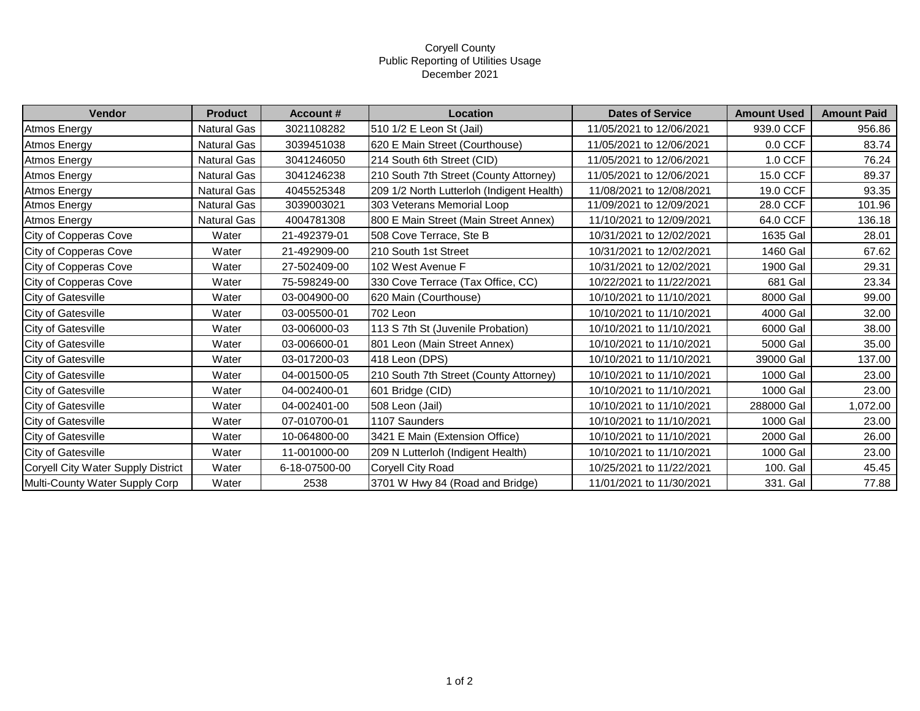Coryell County
Public Reporting of Utilities Usage
December 2021

| Vendor | Product | Account # | Location | Dates of Service | Amount Used | Amount Paid |
|---|---|---|---|---|---|---|
| Atmos Energy | Natural Gas | 3021108282 | 510 1/2 E Leon St (Jail) | 11/05/2021 to 12/06/2021 | 939.0 CCF | 956.86 |
| Atmos Energy | Natural Gas | 3039451038 | 620 E Main Street (Courthouse) | 11/05/2021 to 12/06/2021 | 0.0 CCF | 83.74 |
| Atmos Energy | Natural Gas | 3041246050 | 214 South 6th Street (CID) | 11/05/2021 to 12/06/2021 | 1.0 CCF | 76.24 |
| Atmos Energy | Natural Gas | 3041246238 | 210 South 7th Street (County Attorney) | 11/05/2021 to 12/06/2021 | 15.0 CCF | 89.37 |
| Atmos Energy | Natural Gas | 4045525348 | 209 1/2 North Lutterloh (Indigent Health) | 11/08/2021 to 12/08/2021 | 19.0 CCF | 93.35 |
| Atmos Energy | Natural Gas | 3039003021 | 303 Veterans Memorial Loop | 11/09/2021 to 12/09/2021 | 28.0 CCF | 101.96 |
| Atmos Energy | Natural Gas | 4004781308 | 800 E Main Street (Main Street Annex) | 11/10/2021 to 12/09/2021 | 64.0 CCF | 136.18 |
| City of Copperas Cove | Water | 21-492379-01 | 508 Cove Terrace, Ste B | 10/31/2021 to 12/02/2021 | 1635 Gal | 28.01 |
| City of Copperas Cove | Water | 21-492909-00 | 210 South 1st Street | 10/31/2021 to 12/02/2021 | 1460 Gal | 67.62 |
| City of Copperas Cove | Water | 27-502409-00 | 102 West Avenue F | 10/31/2021 to 12/02/2021 | 1900 Gal | 29.31 |
| City of Copperas Cove | Water | 75-598249-00 | 330 Cove Terrace (Tax Office, CC) | 10/22/2021 to 11/22/2021 | 681 Gal | 23.34 |
| City of Gatesville | Water | 03-004900-00 | 620 Main (Courthouse) | 10/10/2021 to 11/10/2021 | 8000 Gal | 99.00 |
| City of Gatesville | Water | 03-005500-01 | 702 Leon | 10/10/2021 to 11/10/2021 | 4000 Gal | 32.00 |
| City of Gatesville | Water | 03-006000-03 | 113 S 7th St (Juvenile Probation) | 10/10/2021 to 11/10/2021 | 6000 Gal | 38.00 |
| City of Gatesville | Water | 03-006600-01 | 801 Leon (Main Street Annex) | 10/10/2021 to 11/10/2021 | 5000 Gal | 35.00 |
| City of Gatesville | Water | 03-017200-03 | 418 Leon (DPS) | 10/10/2021 to 11/10/2021 | 39000 Gal | 137.00 |
| City of Gatesville | Water | 04-001500-05 | 210 South 7th Street (County Attorney) | 10/10/2021 to 11/10/2021 | 1000 Gal | 23.00 |
| City of Gatesville | Water | 04-002400-01 | 601 Bridge (CID) | 10/10/2021 to 11/10/2021 | 1000 Gal | 23.00 |
| City of Gatesville | Water | 04-002401-00 | 508 Leon (Jail) | 10/10/2021 to 11/10/2021 | 288000 Gal | 1,072.00 |
| City of Gatesville | Water | 07-010700-01 | 1107 Saunders | 10/10/2021 to 11/10/2021 | 1000 Gal | 23.00 |
| City of Gatesville | Water | 10-064800-00 | 3421 E Main (Extension Office) | 10/10/2021 to 11/10/2021 | 2000 Gal | 26.00 |
| City of Gatesville | Water | 11-001000-00 | 209 N Lutterloh (Indigent Health) | 10/10/2021 to 11/10/2021 | 1000 Gal | 23.00 |
| Coryell City Water Supply District | Water | 6-18-07500-00 | Coryell City Road | 10/25/2021 to 11/22/2021 | 100. Gal | 45.45 |
| Multi-County Water Supply Corp | Water | 2538 | 3701 W Hwy 84 (Road and Bridge) | 11/01/2021 to 11/30/2021 | 331. Gal | 77.88 |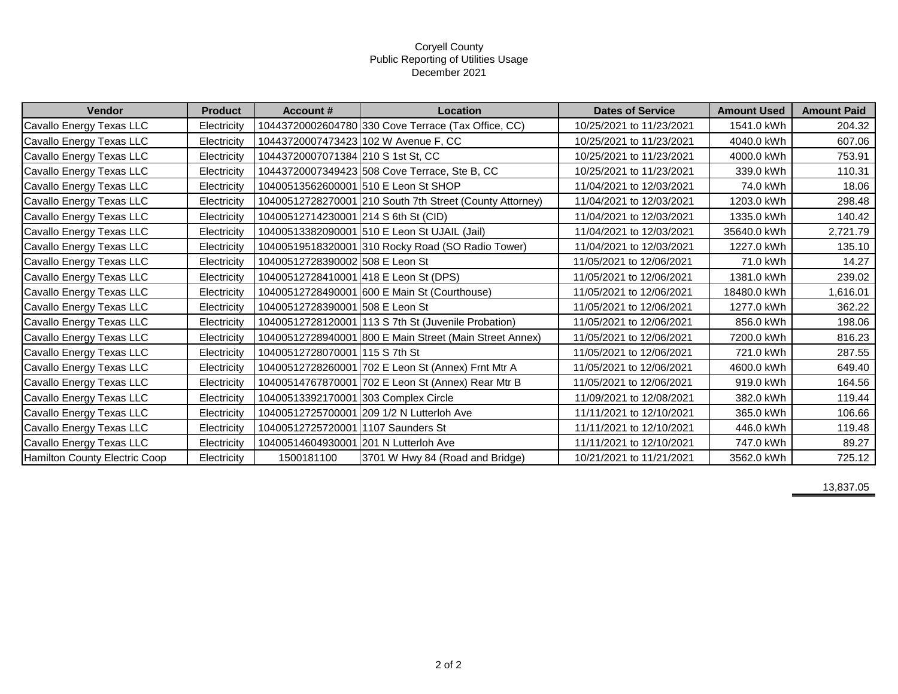Coryell County
Public Reporting of Utilities Usage
December 2021

| Vendor | Product | Account # | Location | Dates of Service | Amount Used | Amount Paid |
|---|---|---|---|---|---|---|
| Cavallo Energy Texas LLC | Electricity | 10443720002604780 | 330 Cove Terrace (Tax Office, CC) | 10/25/2021 to 11/23/2021 | 1541.0 kWh | 204.32 |
| Cavallo Energy Texas LLC | Electricity | 10443720007473423 | 102 W Avenue F, CC | 10/25/2021 to 11/23/2021 | 4040.0 kWh | 607.06 |
| Cavallo Energy Texas LLC | Electricity | 10443720007071384 | 210 S 1st St, CC | 10/25/2021 to 11/23/2021 | 4000.0 kWh | 753.91 |
| Cavallo Energy Texas LLC | Electricity | 10443720007349423 | 508 Cove Terrace, Ste B, CC | 10/25/2021 to 11/23/2021 | 339.0 kWh | 110.31 |
| Cavallo Energy Texas LLC | Electricity | 10400513562600001 | 510 E Leon St SHOP | 11/04/2021 to 12/03/2021 | 74.0 kWh | 18.06 |
| Cavallo Energy Texas LLC | Electricity | 10400512728270001 | 210 South 7th Street (County Attorney) | 11/04/2021 to 12/03/2021 | 1203.0 kWh | 298.48 |
| Cavallo Energy Texas LLC | Electricity | 10400512714230001 | 214 S 6th St (CID) | 11/04/2021 to 12/03/2021 | 1335.0 kWh | 140.42 |
| Cavallo Energy Texas LLC | Electricity | 10400513382090001 | 510 E Leon St UJAIL (Jail) | 11/04/2021 to 12/03/2021 | 35640.0 kWh | 2,721.79 |
| Cavallo Energy Texas LLC | Electricity | 10400519518320001 | 310 Rocky Road (SO Radio Tower) | 11/04/2021 to 12/03/2021 | 1227.0 kWh | 135.10 |
| Cavallo Energy Texas LLC | Electricity | 10400512728390002 | 508 E Leon St | 11/05/2021 to 12/06/2021 | 71.0 kWh | 14.27 |
| Cavallo Energy Texas LLC | Electricity | 10400512728410001 | 418 E Leon St (DPS) | 11/05/2021 to 12/06/2021 | 1381.0 kWh | 239.02 |
| Cavallo Energy Texas LLC | Electricity | 10400512728490001 | 600 E Main St (Courthouse) | 11/05/2021 to 12/06/2021 | 18480.0 kWh | 1,616.01 |
| Cavallo Energy Texas LLC | Electricity | 10400512728390001 | 508 E Leon St | 11/05/2021 to 12/06/2021 | 1277.0 kWh | 362.22 |
| Cavallo Energy Texas LLC | Electricity | 10400512728120001 | 113 S 7th St (Juvenile Probation) | 11/05/2021 to 12/06/2021 | 856.0 kWh | 198.06 |
| Cavallo Energy Texas LLC | Electricity | 10400512728940001 | 800 E Main Street (Main Street Annex) | 11/05/2021 to 12/06/2021 | 7200.0 kWh | 816.23 |
| Cavallo Energy Texas LLC | Electricity | 10400512728070001 | 115 S 7th St | 11/05/2021 to 12/06/2021 | 721.0 kWh | 287.55 |
| Cavallo Energy Texas LLC | Electricity | 10400512728260001 | 702 E Leon St (Annex) Frnt Mtr A | 11/05/2021 to 12/06/2021 | 4600.0 kWh | 649.40 |
| Cavallo Energy Texas LLC | Electricity | 10400514767870001 | 702 E Leon St (Annex) Rear Mtr B | 11/05/2021 to 12/06/2021 | 919.0 kWh | 164.56 |
| Cavallo Energy Texas LLC | Electricity | 10400513392170001 | 303 Complex Circle | 11/09/2021 to 12/08/2021 | 382.0 kWh | 119.44 |
| Cavallo Energy Texas LLC | Electricity | 10400512725700001 | 209 1/2 N Lutterloh Ave | 11/11/2021 to 12/10/2021 | 365.0 kWh | 106.66 |
| Cavallo Energy Texas LLC | Electricity | 10400512725720001 | 1107 Saunders St | 11/11/2021 to 12/10/2021 | 446.0 kWh | 119.48 |
| Cavallo Energy Texas LLC | Electricity | 10400514604930001 | 201 N Lutterloh Ave | 11/11/2021 to 12/10/2021 | 747.0 kWh | 89.27 |
| Hamilton County Electric Coop | Electricity | 1500181100 | 3701 W Hwy 84 (Road and Bridge) | 10/21/2021 to 11/21/2021 | 3562.0 kWh | 725.12 |
| | | | | | | 13,837.05 |